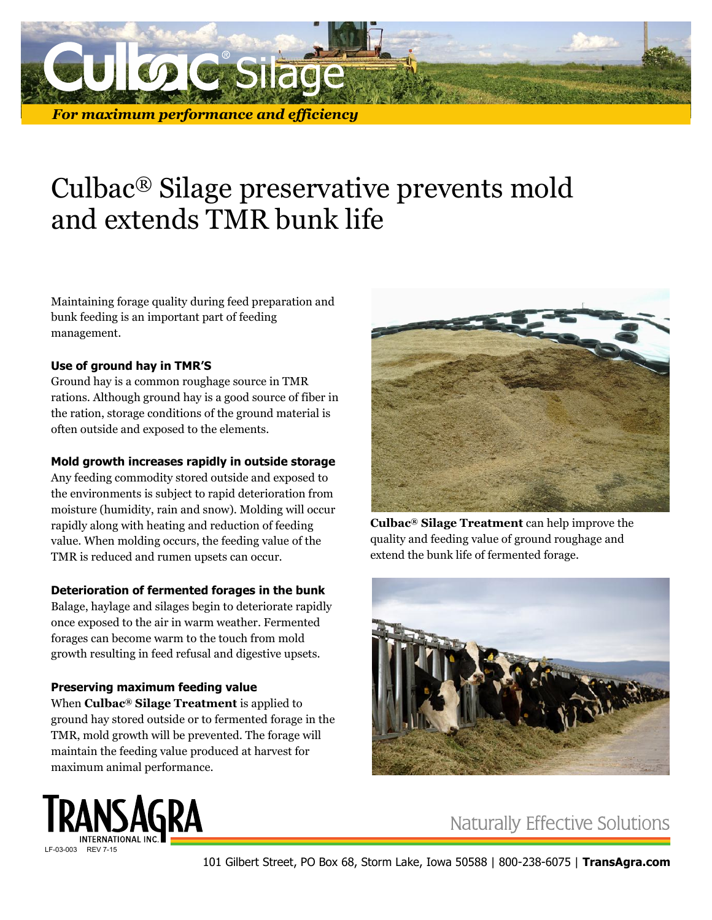# Culbac® Silage

*For maximum performance and efficiency*

## Culbac® Silage preservative prevents mold and extends TMR bunk life

Maintaining forage quality during feed preparation and bunk feeding is an important part of feeding management.

### Use of ground hay in TMR'S

Ground hay is a common roughage source in TMR rations. Although ground hay is a good source of fiber in the ration, storage conditions of the ground material is often outside and exposed to the elements.

### Mold growth increases rapidly in outside storage

Any feeding commodity stored outside and exposed to the environments is subject to rapid deterioration from moisture (humidity, rain and snow). Molding will occur rapidly along with heating and reduction of feeding value. When molding occurs, the feeding value of the TMR is reduced and rumen upsets can occur.

### Deterioration of fermented forages in the bunk

Balage, haylage and silages begin to deteriorate rapidly once exposed to the air in warm weather. Fermented forages can become warm to the touch from mold growth resulting in feed refusal and digestive upsets.

### Preserving maximum feeding value

When **Culbac® Silage Treatment** is applied to ground hay stored outside or to fermented forage in the TMR, mold growth will be prevented. The forage will maintain the feeding value produced at harvest for maximum animal performance.

**Culbac® Silage Treatment** can help improve the quality and feeding value of ground roughage and extend the bunk life of fermented forage.

TRANSAGRA INTERNATIONAL INC.

LF-03-003 REV 7-15

Naturally Effective Solutions

101 Gilbert Street, PO Box 68, Storm Lake, Iowa 50588 | 800-238-6075 | **TransAgra.com**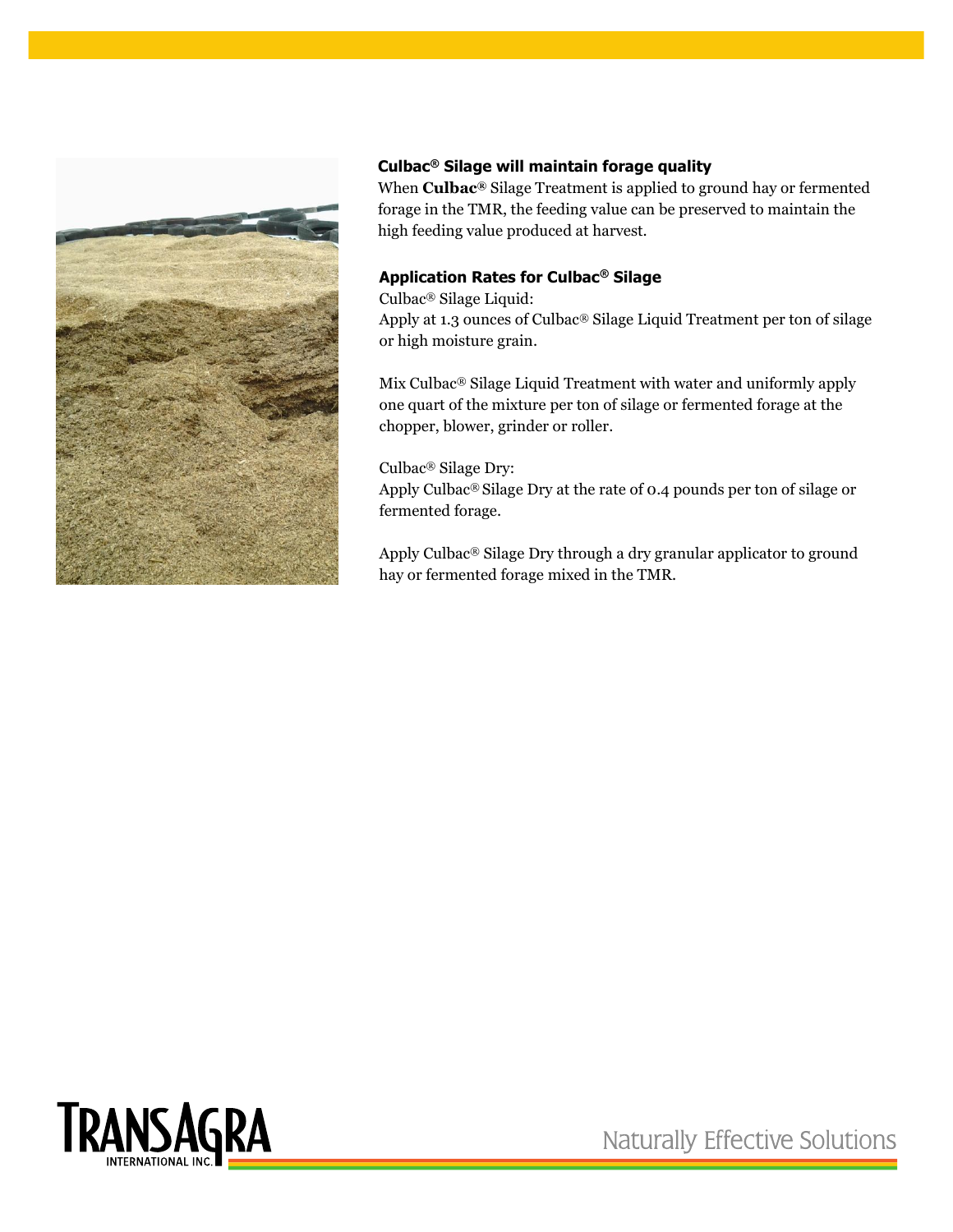### Culbac® Silage will maintain forage quality

When **Culbac®** Silage Treatment is applied to ground hay or fermented forage in the TMR, the feeding value can be preserved to maintain the high feeding value produced at harvest.

### Application Rates for Culbac® Silage

Culbac® Silage Liquid:
Apply at 1.3 ounces of Culbac® Silage Liquid Treatment per ton of silage or high moisture grain.

Mix Culbac® Silage Liquid Treatment with water and uniformly apply one quart of the mixture per ton of silage or fermented forage at the chopper, blower, grinder or roller.

Culbac® Silage Dry:
Apply Culbac® Silage Dry at the rate of 0.4 pounds per ton of silage or fermented forage.

Apply Culbac® Silage Dry through a dry granular applicator to ground hay or fermented forage mixed in the TMR.

TRANSAGRA INTERNATIONAL INC.

Naturally Effective Solutions